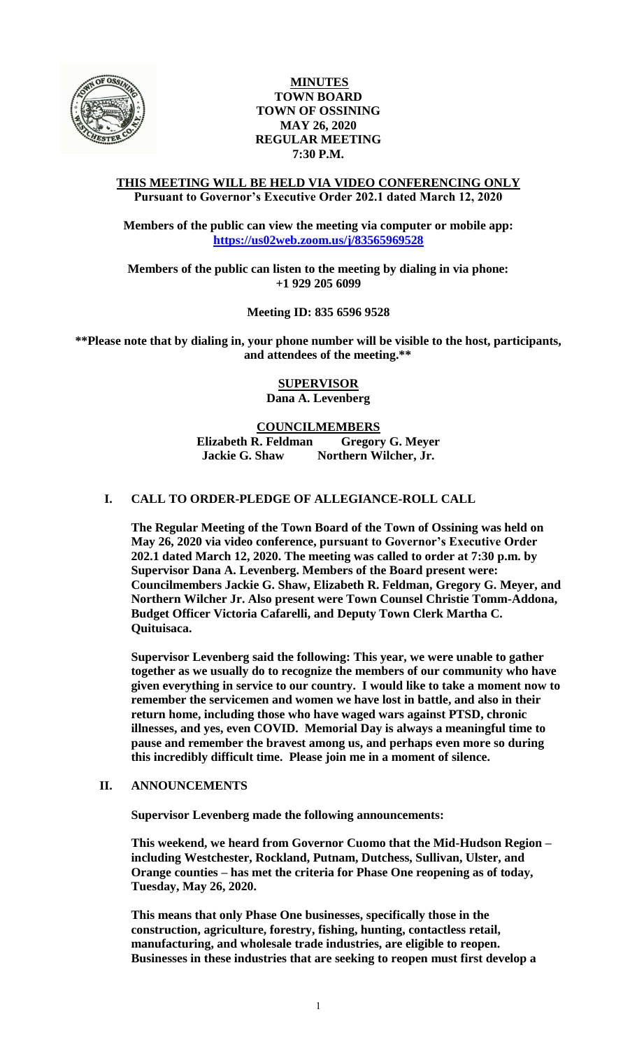# MINUTES
# TOWN BOARD
# TOWN OF OSSINING
# MAY 26, 2020
# REGULAR MEETING
# 7:30 P.M.

**THIS MEETING WILL BE HELD VIA VIDEO CONFERENCING ONLY**
**Pursuant to Governor's Executive Order 202.1 dated March 12, 2020**

**Members of the public can view the meeting via computer or mobile app:**
**https://us02web.zoom.us/j/83565969528**

**Members of the public can listen to the meeting by dialing in via phone:**
**+1 929 205 6099**

**Meeting ID: 835 6596 9528**

**\*\*Please note that by dialing in, your phone number will be visible to the host, participants, and attendees of the meeting.\*\***

**SUPERVISOR**
**Dana A. Levenberg**

**COUNCILMEMBERS**
**Elizabeth R. Feldman Gregory G. Meyer**
**Jackie G. Shaw Northern Wilcher, Jr.**

## I. CALL TO ORDER-PLEDGE OF ALLEGIANCE-ROLL CALL

**The Regular Meeting of the Town Board of the Town of Ossining was held on May 26, 2020 via video conference, pursuant to Governor's Executive Order 202.1 dated March 12, 2020. The meeting was called to order at 7:30 p.m. by Supervisor Dana A. Levenberg. Members of the Board present were: Councilmembers Jackie G. Shaw, Elizabeth R. Feldman, Gregory G. Meyer, and Northern Wilcher Jr. Also present were Town Counsel Christie Tomm-Addona, Budget Officer Victoria Cafarelli, and Deputy Town Clerk Martha C. Quituisaca.**

**Supervisor Levenberg said the following: This year, we were unable to gather together as we usually do to recognize the members of our community who have given everything in service to our country. I would like to take a moment now to remember the servicemen and women we have lost in battle, and also in their return home, including those who have waged wars against PTSD, chronic illnesses, and yes, even COVID. Memorial Day is always a meaningful time to pause and remember the bravest among us, and perhaps even more so during this incredibly difficult time. Please join me in a moment of silence.**

## II. ANNOUNCEMENTS

**Supervisor Levenberg made the following announcements:**

**This weekend, we heard from Governor Cuomo that the Mid-Hudson Region – including Westchester, Rockland, Putnam, Dutchess, Sullivan, Ulster, and Orange counties – has met the criteria for Phase One reopening as of today, Tuesday, May 26, 2020.**

**This means that only Phase One businesses, specifically those in the construction, agriculture, forestry, fishing, hunting, contactless retail, manufacturing, and wholesale trade industries, are eligible to reopen. Businesses in these industries that are seeking to reopen must first develop a**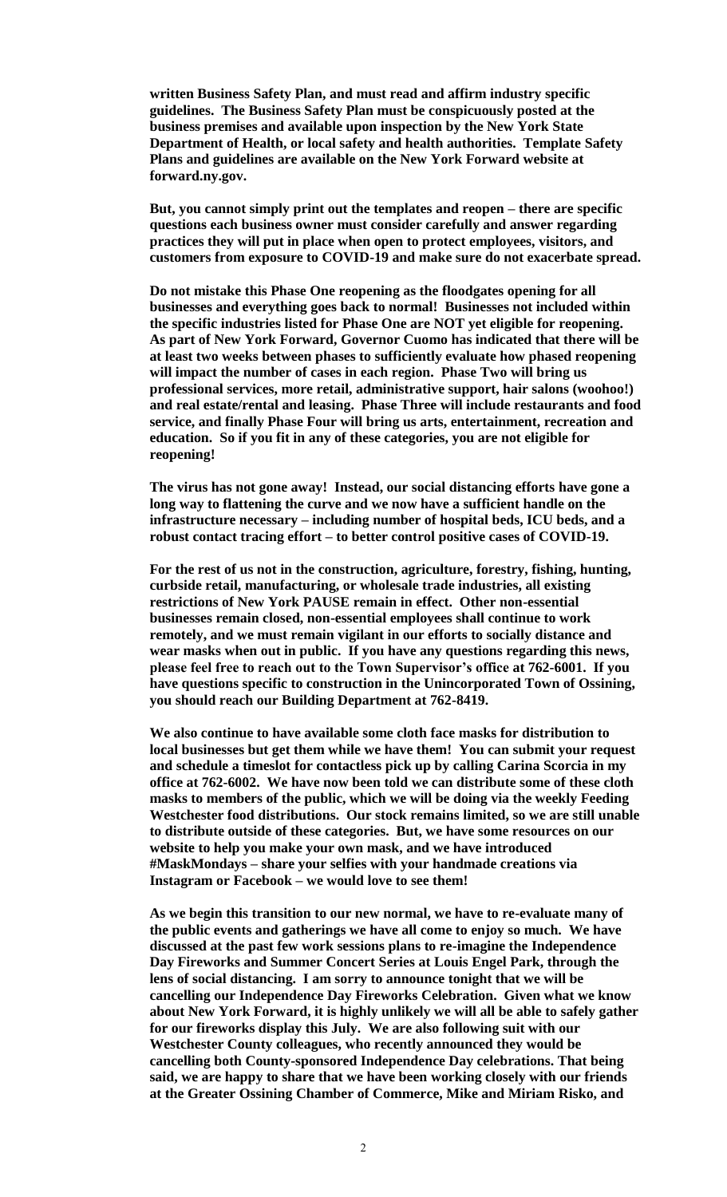**written Business Safety Plan, and must read and affirm industry specific guidelines. The Business Safety Plan must be conspicuously posted at the business premises and available upon inspection by the New York State Department of Health, or local safety and health authorities. Template Safety Plans and guidelines are available on the New York Forward website at forward.ny.gov.**

**But, you cannot simply print out the templates and reopen – there are specific questions each business owner must consider carefully and answer regarding practices they will put in place when open to protect employees, visitors, and customers from exposure to COVID-19 and make sure do not exacerbate spread.**

**Do not mistake this Phase One reopening as the floodgates opening for all businesses and everything goes back to normal! Businesses not included within the specific industries listed for Phase One are NOT yet eligible for reopening. As part of New York Forward, Governor Cuomo has indicated that there will be at least two weeks between phases to sufficiently evaluate how phased reopening will impact the number of cases in each region. Phase Two will bring us professional services, more retail, administrative support, hair salons (woohoo!) and real estate/rental and leasing. Phase Three will include restaurants and food service, and finally Phase Four will bring us arts, entertainment, recreation and education. So if you fit in any of these categories, you are not eligible for reopening!**

**The virus has not gone away! Instead, our social distancing efforts have gone a long way to flattening the curve and we now have a sufficient handle on the infrastructure necessary – including number of hospital beds, ICU beds, and a robust contact tracing effort – to better control positive cases of COVID-19.**

**For the rest of us not in the construction, agriculture, forestry, fishing, hunting, curbside retail, manufacturing, or wholesale trade industries, all existing restrictions of New York PAUSE remain in effect. Other non-essential businesses remain closed, non-essential employees shall continue to work remotely, and we must remain vigilant in our efforts to socially distance and wear masks when out in public. If you have any questions regarding this news, please feel free to reach out to the Town Supervisor's office at 762-6001. If you have questions specific to construction in the Unincorporated Town of Ossining, you should reach our Building Department at 762-8419.**

**We also continue to have available some cloth face masks for distribution to local businesses but get them while we have them! You can submit your request and schedule a timeslot for contactless pick up by calling Carina Scorcia in my office at 762-6002. We have now been told we can distribute some of these cloth masks to members of the public, which we will be doing via the weekly Feeding Westchester food distributions. Our stock remains limited, so we are still unable to distribute outside of these categories. But, we have some resources on our website to help you make your own mask, and we have introduced #MaskMondays – share your selfies with your handmade creations via Instagram or Facebook – we would love to see them!**

**As we begin this transition to our new normal, we have to re-evaluate many of the public events and gatherings we have all come to enjoy so much. We have discussed at the past few work sessions plans to re-imagine the Independence Day Fireworks and Summer Concert Series at Louis Engel Park, through the lens of social distancing. I am sorry to announce tonight that we will be cancelling our Independence Day Fireworks Celebration. Given what we know about New York Forward, it is highly unlikely we will all be able to safely gather for our fireworks display this July. We are also following suit with our Westchester County colleagues, who recently announced they would be cancelling both County-sponsored Independence Day celebrations. That being said, we are happy to share that we have been working closely with our friends at the Greater Ossining Chamber of Commerce, Mike and Miriam Risko, and**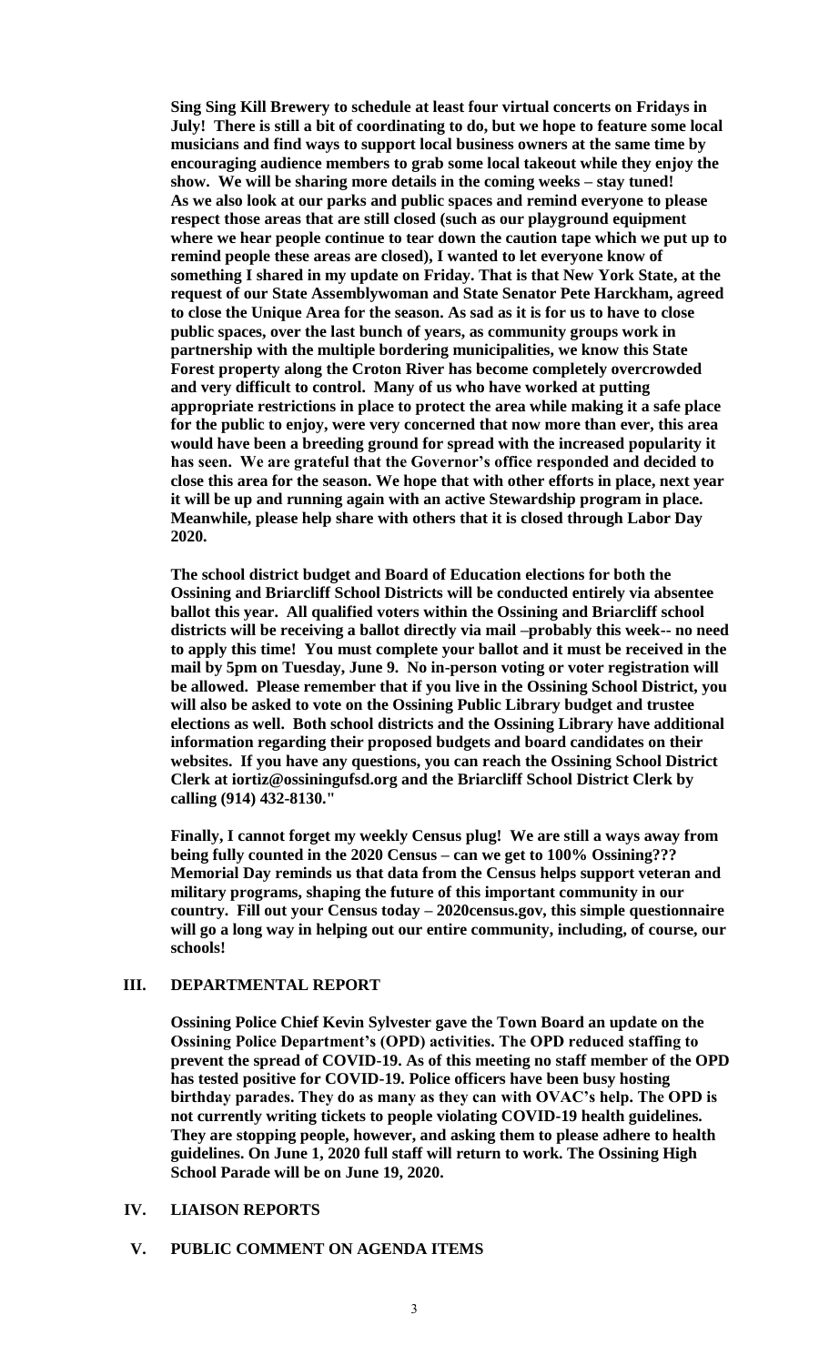**Sing Sing Kill Brewery to schedule at least four virtual concerts on Fridays in July! There is still a bit of coordinating to do, but we hope to feature some local musicians and find ways to support local business owners at the same time by encouraging audience members to grab some local takeout while they enjoy the show. We will be sharing more details in the coming weeks – stay tuned! As we also look at our parks and public spaces and remind everyone to please respect those areas that are still closed (such as our playground equipment where we hear people continue to tear down the caution tape which we put up to remind people these areas are closed), I wanted to let everyone know of something I shared in my update on Friday. That is that New York State, at the request of our State Assemblywoman and State Senator Pete Harckham, agreed to close the Unique Area for the season. As sad as it is for us to have to close public spaces, over the last bunch of years, as community groups work in partnership with the multiple bordering municipalities, we know this State Forest property along the Croton River has become completely overcrowded and very difficult to control. Many of us who have worked at putting appropriate restrictions in place to protect the area while making it a safe place for the public to enjoy, were very concerned that now more than ever, this area would have been a breeding ground for spread with the increased popularity it has seen. We are grateful that the Governor's office responded and decided to close this area for the season. We hope that with other efforts in place, next year it will be up and running again with an active Stewardship program in place. Meanwhile, please help share with others that it is closed through Labor Day 2020.**

**The school district budget and Board of Education elections for both the Ossining and Briarcliff School Districts will be conducted entirely via absentee ballot this year. All qualified voters within the Ossining and Briarcliff school districts will be receiving a ballot directly via mail –probably this week-- no need to apply this time! You must complete your ballot and it must be received in the mail by 5pm on Tuesday, June 9. No in-person voting or voter registration will be allowed. Please remember that if you live in the Ossining School District, you will also be asked to vote on the Ossining Public Library budget and trustee elections as well. Both school districts and the Ossining Library have additional information regarding their proposed budgets and board candidates on their websites. If you have any questions, you can reach the Ossining School District Clerk at iortiz@ossiningufsd.org and the Briarcliff School District Clerk by calling (914) 432-8130."**

**Finally, I cannot forget my weekly Census plug! We are still a ways away from being fully counted in the 2020 Census – can we get to 100% Ossining??? Memorial Day reminds us that data from the Census helps support veteran and military programs, shaping the future of this important community in our country. Fill out your Census today – 2020census.gov, this simple questionnaire will go a long way in helping out our entire community, including, of course, our schools!**

## III. DEPARTMENTAL REPORT

**Ossining Police Chief Kevin Sylvester gave the Town Board an update on the Ossining Police Department's (OPD) activities. The OPD reduced staffing to prevent the spread of COVID-19. As of this meeting no staff member of the OPD has tested positive for COVID-19. Police officers have been busy hosting birthday parades. They do as many as they can with OVAC's help. The OPD is not currently writing tickets to people violating COVID-19 health guidelines. They are stopping people, however, and asking them to please adhere to health guidelines. On June 1, 2020 full staff will return to work. The Ossining High School Parade will be on June 19, 2020.**

## IV. LIAISON REPORTS

## V. PUBLIC COMMENT ON AGENDA ITEMS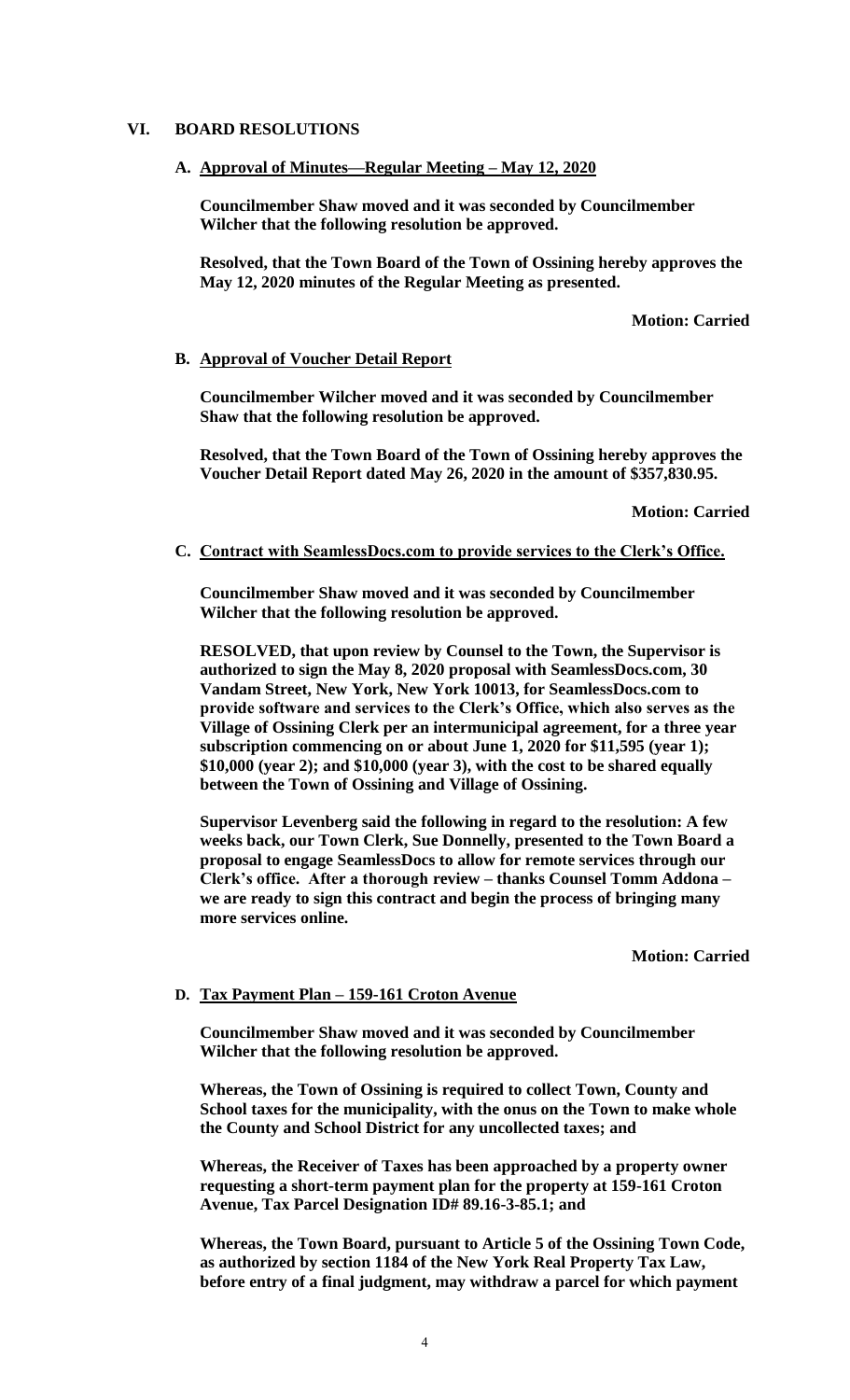## VI. BOARD RESOLUTIONS

### A. Approval of Minutes—Regular Meeting – May 12, 2020

**Councilmember Shaw moved and it was seconded by Councilmember Wilcher that the following resolution be approved.**

**Resolved, that the Town Board of the Town of Ossining hereby approves the May 12, 2020 minutes of the Regular Meeting as presented.**

**Motion: Carried**

### B. Approval of Voucher Detail Report

**Councilmember Wilcher moved and it was seconded by Councilmember Shaw that the following resolution be approved.**

**Resolved, that the Town Board of the Town of Ossining hereby approves the Voucher Detail Report dated May 26, 2020 in the amount of $357,830.95.**

**Motion: Carried**

### C. Contract with SeamlessDocs.com to provide services to the Clerk's Office.

**Councilmember Shaw moved and it was seconded by Councilmember Wilcher that the following resolution be approved.**

**RESOLVED, that upon review by Counsel to the Town, the Supervisor is authorized to sign the May 8, 2020 proposal with SeamlessDocs.com, 30 Vandam Street, New York, New York 10013, for SeamlessDocs.com to provide software and services to the Clerk's Office, which also serves as the Village of Ossining Clerk per an intermunicipal agreement, for a three year subscription commencing on or about June 1, 2020 for $11,595 (year 1); $10,000 (year 2); and $10,000 (year 3), with the cost to be shared equally between the Town of Ossining and Village of Ossining.**

**Supervisor Levenberg said the following in regard to the resolution: A few weeks back, our Town Clerk, Sue Donnelly, presented to the Town Board a proposal to engage SeamlessDocs to allow for remote services through our Clerk's office. After a thorough review – thanks Counsel Tomm Addona – we are ready to sign this contract and begin the process of bringing many more services online.**

**Motion: Carried**

### D. Tax Payment Plan – 159-161 Croton Avenue

**Councilmember Shaw moved and it was seconded by Councilmember Wilcher that the following resolution be approved.**

**Whereas, the Town of Ossining is required to collect Town, County and School taxes for the municipality, with the onus on the Town to make whole the County and School District for any uncollected taxes; and**

**Whereas, the Receiver of Taxes has been approached by a property owner requesting a short-term payment plan for the property at 159-161 Croton Avenue, Tax Parcel Designation ID# 89.16-3-85.1; and**

**Whereas, the Town Board, pursuant to Article 5 of the Ossining Town Code, as authorized by section 1184 of the New York Real Property Tax Law, before entry of a final judgment, may withdraw a parcel for which payment**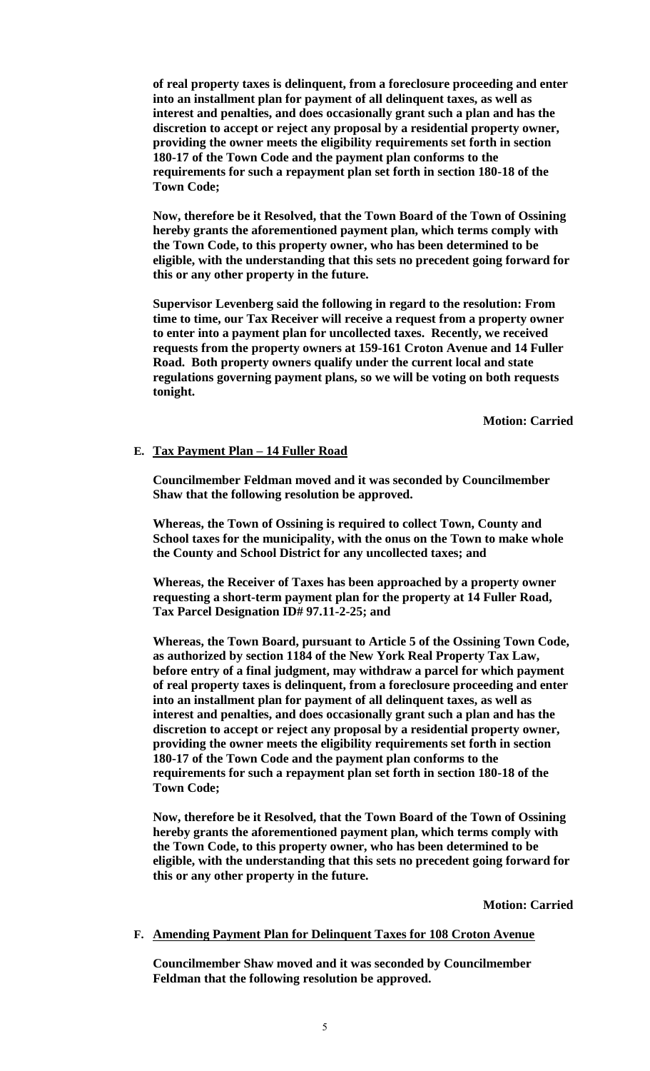**of real property taxes is delinquent, from a foreclosure proceeding and enter into an installment plan for payment of all delinquent taxes, as well as interest and penalties, and does occasionally grant such a plan and has the discretion to accept or reject any proposal by a residential property owner, providing the owner meets the eligibility requirements set forth in section 180-17 of the Town Code and the payment plan conforms to the requirements for such a repayment plan set forth in section 180-18 of the Town Code;**

**Now, therefore be it Resolved, that the Town Board of the Town of Ossining hereby grants the aforementioned payment plan, which terms comply with the Town Code, to this property owner, who has been determined to be eligible, with the understanding that this sets no precedent going forward for this or any other property in the future.**

**Supervisor Levenberg said the following in regard to the resolution: From time to time, our Tax Receiver will receive a request from a property owner to enter into a payment plan for uncollected taxes. Recently, we received requests from the property owners at 159-161 Croton Avenue and 14 Fuller Road. Both property owners qualify under the current local and state regulations governing payment plans, so we will be voting on both requests tonight.**

**Motion: Carried**

**E. <u>Tax Payment Plan – 14 Fuller Road</u>**

**Councilmember Feldman moved and it was seconded by Councilmember Shaw that the following resolution be approved.**

**Whereas, the Town of Ossining is required to collect Town, County and School taxes for the municipality, with the onus on the Town to make whole the County and School District for any uncollected taxes; and**

**Whereas, the Receiver of Taxes has been approached by a property owner requesting a short-term payment plan for the property at 14 Fuller Road, Tax Parcel Designation ID# 97.11-2-25; and**

**Whereas, the Town Board, pursuant to Article 5 of the Ossining Town Code, as authorized by section 1184 of the New York Real Property Tax Law, before entry of a final judgment, may withdraw a parcel for which payment of real property taxes is delinquent, from a foreclosure proceeding and enter into an installment plan for payment of all delinquent taxes, as well as interest and penalties, and does occasionally grant such a plan and has the discretion to accept or reject any proposal by a residential property owner, providing the owner meets the eligibility requirements set forth in section 180-17 of the Town Code and the payment plan conforms to the requirements for such a repayment plan set forth in section 180-18 of the Town Code;**

**Now, therefore be it Resolved, that the Town Board of the Town of Ossining hereby grants the aforementioned payment plan, which terms comply with the Town Code, to this property owner, who has been determined to be eligible, with the understanding that this sets no precedent going forward for this or any other property in the future.**

**Motion: Carried**

**F. <u>Amending Payment Plan for Delinquent Taxes for 108 Croton Avenue</u>**

**Councilmember Shaw moved and it was seconded by Councilmember Feldman that the following resolution be approved.**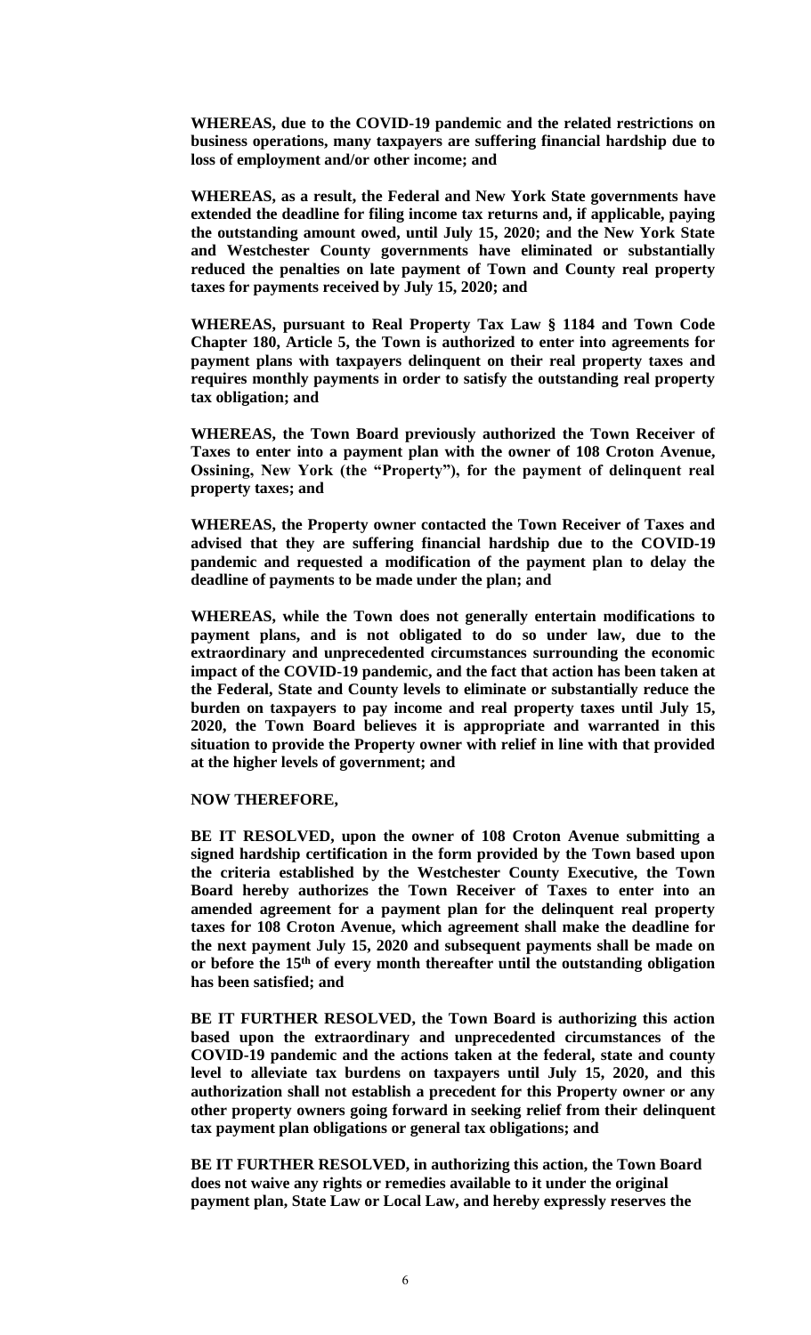**WHEREAS, due to the COVID-19 pandemic and the related restrictions on business operations, many taxpayers are suffering financial hardship due to loss of employment and/or other income; and**

**WHEREAS, as a result, the Federal and New York State governments have extended the deadline for filing income tax returns and, if applicable, paying the outstanding amount owed, until July 15, 2020; and the New York State and Westchester County governments have eliminated or substantially reduced the penalties on late payment of Town and County real property taxes for payments received by July 15, 2020; and**

**WHEREAS, pursuant to Real Property Tax Law § 1184 and Town Code Chapter 180, Article 5, the Town is authorized to enter into agreements for payment plans with taxpayers delinquent on their real property taxes and requires monthly payments in order to satisfy the outstanding real property tax obligation; and**

**WHEREAS, the Town Board previously authorized the Town Receiver of Taxes to enter into a payment plan with the owner of 108 Croton Avenue, Ossining, New York (the "Property"), for the payment of delinquent real property taxes; and**

**WHEREAS, the Property owner contacted the Town Receiver of Taxes and advised that they are suffering financial hardship due to the COVID-19 pandemic and requested a modification of the payment plan to delay the deadline of payments to be made under the plan; and**

**WHEREAS, while the Town does not generally entertain modifications to payment plans, and is not obligated to do so under law, due to the extraordinary and unprecedented circumstances surrounding the economic impact of the COVID-19 pandemic, and the fact that action has been taken at the Federal, State and County levels to eliminate or substantially reduce the burden on taxpayers to pay income and real property taxes until July 15, 2020, the Town Board believes it is appropriate and warranted in this situation to provide the Property owner with relief in line with that provided at the higher levels of government; and**

**NOW THEREFORE,**

**BE IT RESOLVED, upon the owner of 108 Croton Avenue submitting a signed hardship certification in the form provided by the Town based upon the criteria established by the Westchester County Executive, the Town Board hereby authorizes the Town Receiver of Taxes to enter into an amended agreement for a payment plan for the delinquent real property taxes for 108 Croton Avenue, which agreement shall make the deadline for the next payment July 15, 2020 and subsequent payments shall be made on or before the 15th of every month thereafter until the outstanding obligation has been satisfied; and**

**BE IT FURTHER RESOLVED, the Town Board is authorizing this action based upon the extraordinary and unprecedented circumstances of the COVID-19 pandemic and the actions taken at the federal, state and county level to alleviate tax burdens on taxpayers until July 15, 2020, and this authorization shall not establish a precedent for this Property owner or any other property owners going forward in seeking relief from their delinquent tax payment plan obligations or general tax obligations; and**

**BE IT FURTHER RESOLVED, in authorizing this action, the Town Board does not waive any rights or remedies available to it under the original payment plan, State Law or Local Law, and hereby expressly reserves the**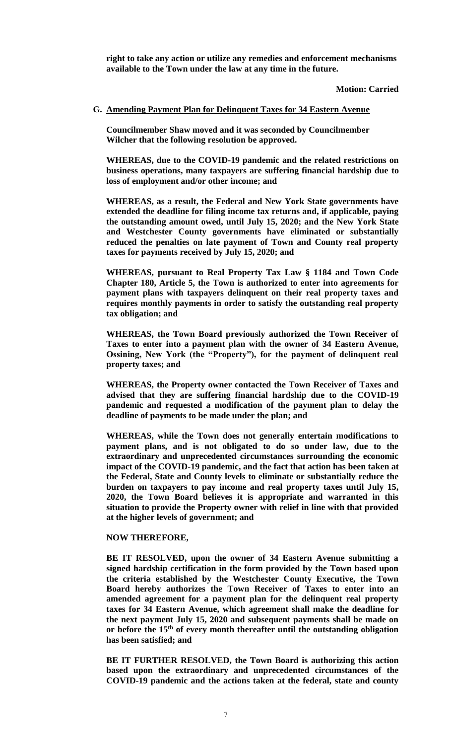**right to take any action or utilize any remedies and enforcement mechanisms available to the Town under the law at any time in the future.**

**Motion: Carried**

**G. Amending Payment Plan for Delinquent Taxes for 34 Eastern Avenue**

**Councilmember Shaw moved and it was seconded by Councilmember Wilcher that the following resolution be approved.**

**WHEREAS, due to the COVID-19 pandemic and the related restrictions on business operations, many taxpayers are suffering financial hardship due to loss of employment and/or other income; and**

**WHEREAS, as a result, the Federal and New York State governments have extended the deadline for filing income tax returns and, if applicable, paying the outstanding amount owed, until July 15, 2020; and the New York State and Westchester County governments have eliminated or substantially reduced the penalties on late payment of Town and County real property taxes for payments received by July 15, 2020; and**

**WHEREAS, pursuant to Real Property Tax Law § 1184 and Town Code Chapter 180, Article 5, the Town is authorized to enter into agreements for payment plans with taxpayers delinquent on their real property taxes and requires monthly payments in order to satisfy the outstanding real property tax obligation; and**

**WHEREAS, the Town Board previously authorized the Town Receiver of Taxes to enter into a payment plan with the owner of 34 Eastern Avenue, Ossining, New York (the "Property"), for the payment of delinquent real property taxes; and**

**WHEREAS, the Property owner contacted the Town Receiver of Taxes and advised that they are suffering financial hardship due to the COVID-19 pandemic and requested a modification of the payment plan to delay the deadline of payments to be made under the plan; and**

**WHEREAS, while the Town does not generally entertain modifications to payment plans, and is not obligated to do so under law, due to the extraordinary and unprecedented circumstances surrounding the economic impact of the COVID-19 pandemic, and the fact that action has been taken at the Federal, State and County levels to eliminate or substantially reduce the burden on taxpayers to pay income and real property taxes until July 15, 2020, the Town Board believes it is appropriate and warranted in this situation to provide the Property owner with relief in line with that provided at the higher levels of government; and**

**NOW THEREFORE,**

**BE IT RESOLVED, upon the owner of 34 Eastern Avenue submitting a signed hardship certification in the form provided by the Town based upon the criteria established by the Westchester County Executive, the Town Board hereby authorizes the Town Receiver of Taxes to enter into an amended agreement for a payment plan for the delinquent real property taxes for 34 Eastern Avenue, which agreement shall make the deadline for the next payment July 15, 2020 and subsequent payments shall be made on or before the 15th of every month thereafter until the outstanding obligation has been satisfied; and**

**BE IT FURTHER RESOLVED, the Town Board is authorizing this action based upon the extraordinary and unprecedented circumstances of the COVID-19 pandemic and the actions taken at the federal, state and county**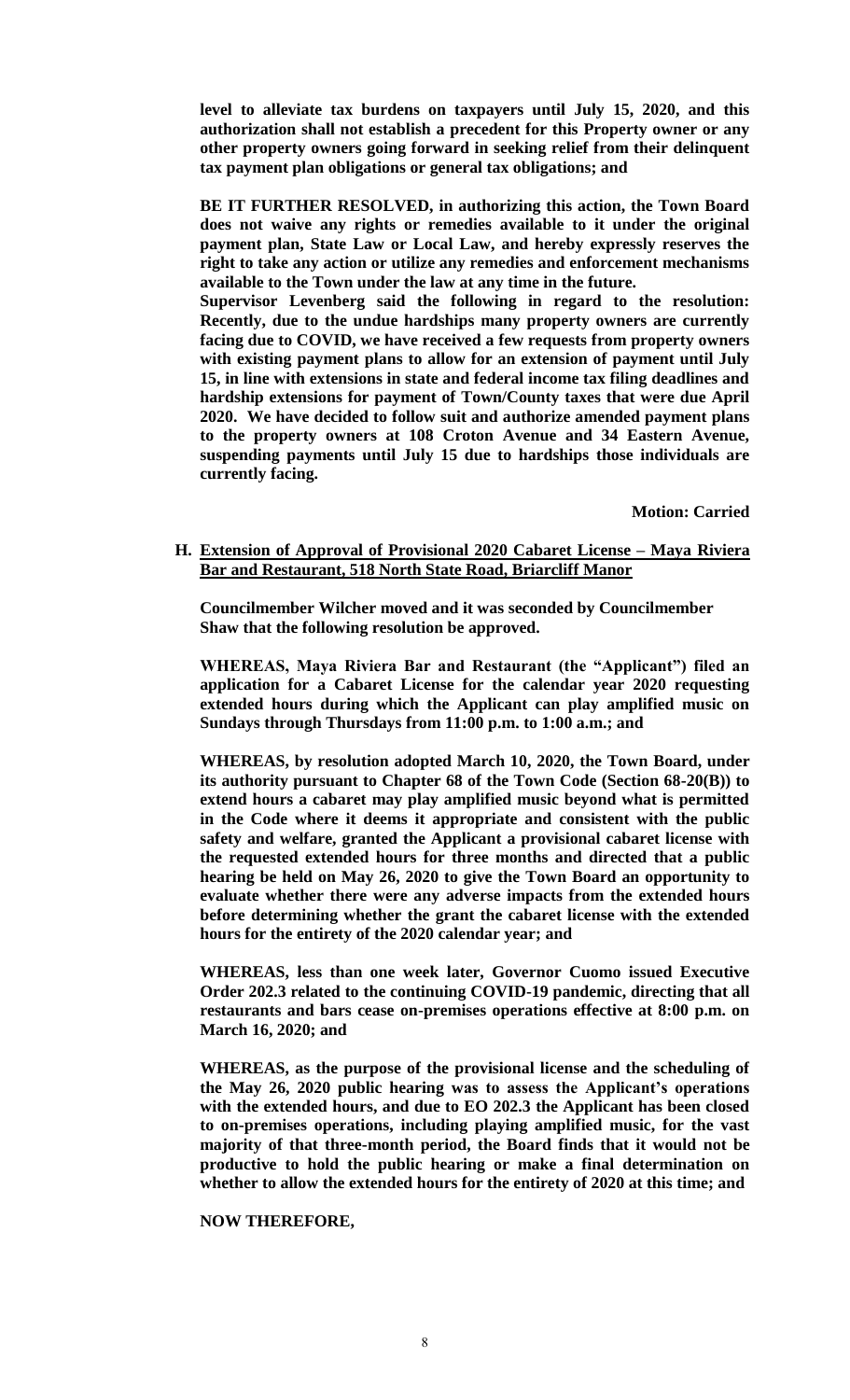**level to alleviate tax burdens on taxpayers until July 15, 2020, and this authorization shall not establish a precedent for this Property owner or any other property owners going forward in seeking relief from their delinquent tax payment plan obligations or general tax obligations; and**

**BE IT FURTHER RESOLVED, in authorizing this action, the Town Board does not waive any rights or remedies available to it under the original payment plan, State Law or Local Law, and hereby expressly reserves the right to take any action or utilize any remedies and enforcement mechanisms available to the Town under the law at any time in the future.**

**Supervisor Levenberg said the following in regard to the resolution: Recently, due to the undue hardships many property owners are currently facing due to COVID, we have received a few requests from property owners with existing payment plans to allow for an extension of payment until July 15, in line with extensions in state and federal income tax filing deadlines and hardship extensions for payment of Town/County taxes that were due April 2020. We have decided to follow suit and authorize amended payment plans to the property owners at 108 Croton Avenue and 34 Eastern Avenue, suspending payments until July 15 due to hardships those individuals are currently facing.**

**Motion: Carried**

**H. <u>Extension of Approval of Provisional 2020 Cabaret License – Maya Riviera Bar and Restaurant, 518 North State Road, Briarcliff Manor</u>**

**Councilmember Wilcher moved and it was seconded by Councilmember Shaw that the following resolution be approved.**

**WHEREAS, Maya Riviera Bar and Restaurant (the "Applicant") filed an application for a Cabaret License for the calendar year 2020 requesting extended hours during which the Applicant can play amplified music on Sundays through Thursdays from 11:00 p.m. to 1:00 a.m.; and**

**WHEREAS, by resolution adopted March 10, 2020, the Town Board, under its authority pursuant to Chapter 68 of the Town Code (Section 68-20(B)) to extend hours a cabaret may play amplified music beyond what is permitted in the Code where it deems it appropriate and consistent with the public safety and welfare, granted the Applicant a provisional cabaret license with the requested extended hours for three months and directed that a public hearing be held on May 26, 2020 to give the Town Board an opportunity to evaluate whether there were any adverse impacts from the extended hours before determining whether the grant the cabaret license with the extended hours for the entirety of the 2020 calendar year; and**

**WHEREAS, less than one week later, Governor Cuomo issued Executive Order 202.3 related to the continuing COVID-19 pandemic, directing that all restaurants and bars cease on-premises operations effective at 8:00 p.m. on March 16, 2020; and**

**WHEREAS, as the purpose of the provisional license and the scheduling of the May 26, 2020 public hearing was to assess the Applicant's operations with the extended hours, and due to EO 202.3 the Applicant has been closed to on-premises operations, including playing amplified music, for the vast majority of that three-month period, the Board finds that it would not be productive to hold the public hearing or make a final determination on whether to allow the extended hours for the entirety of 2020 at this time; and**

**NOW THEREFORE,**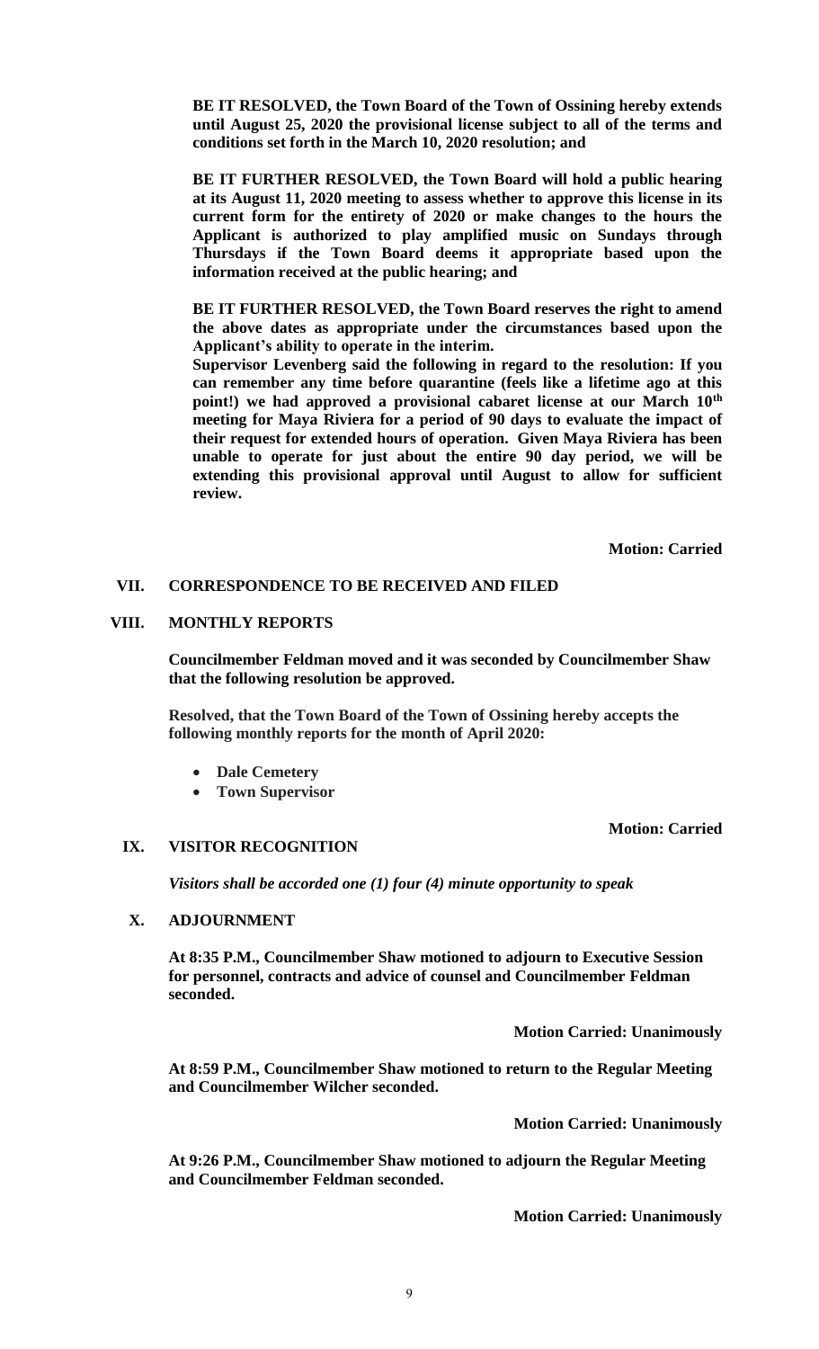**BE IT RESOLVED, the Town Board of the Town of Ossining hereby extends until August 25, 2020 the provisional license subject to all of the terms and conditions set forth in the March 10, 2020 resolution; and**

**BE IT FURTHER RESOLVED, the Town Board will hold a public hearing at its August 11, 2020 meeting to assess whether to approve this license in its current form for the entirety of 2020 or make changes to the hours the Applicant is authorized to play amplified music on Sundays through Thursdays if the Town Board deems it appropriate based upon the information received at the public hearing; and**

**BE IT FURTHER RESOLVED, the Town Board reserves the right to amend the above dates as appropriate under the circumstances based upon the Applicant's ability to operate in the interim.**

**Supervisor Levenberg said the following in regard to the resolution: If you can remember any time before quarantine (feels like a lifetime ago at this point!) we had approved a provisional cabaret license at our March 10th meeting for Maya Riviera for a period of 90 days to evaluate the impact of their request for extended hours of operation. Given Maya Riviera has been unable to operate for just about the entire 90 day period, we will be extending this provisional approval until August to allow for sufficient review.**

**Motion: Carried**

## VII. CORRESPONDENCE TO BE RECEIVED AND FILED

## VIII. MONTHLY REPORTS

**Councilmember Feldman moved and it was seconded by Councilmember Shaw that the following resolution be approved.**

**Resolved, that the Town Board of the Town of Ossining hereby accepts the following monthly reports for the month of April 2020:**

- **Dale Cemetery**
- **Town Supervisor**

**Motion: Carried**

## IX. VISITOR RECOGNITION

***Visitors shall be accorded one (1) four (4) minute opportunity to speak***

## X. ADJOURNMENT

**At 8:35 P.M., Councilmember Shaw motioned to adjourn to Executive Session for personnel, contracts and advice of counsel and Councilmember Feldman seconded.**

**Motion Carried: Unanimously**

**At 8:59 P.M., Councilmember Shaw motioned to return to the Regular Meeting and Councilmember Wilcher seconded.**

**Motion Carried: Unanimously**

**At 9:26 P.M., Councilmember Shaw motioned to adjourn the Regular Meeting and Councilmember Feldman seconded.**

**Motion Carried: Unanimously**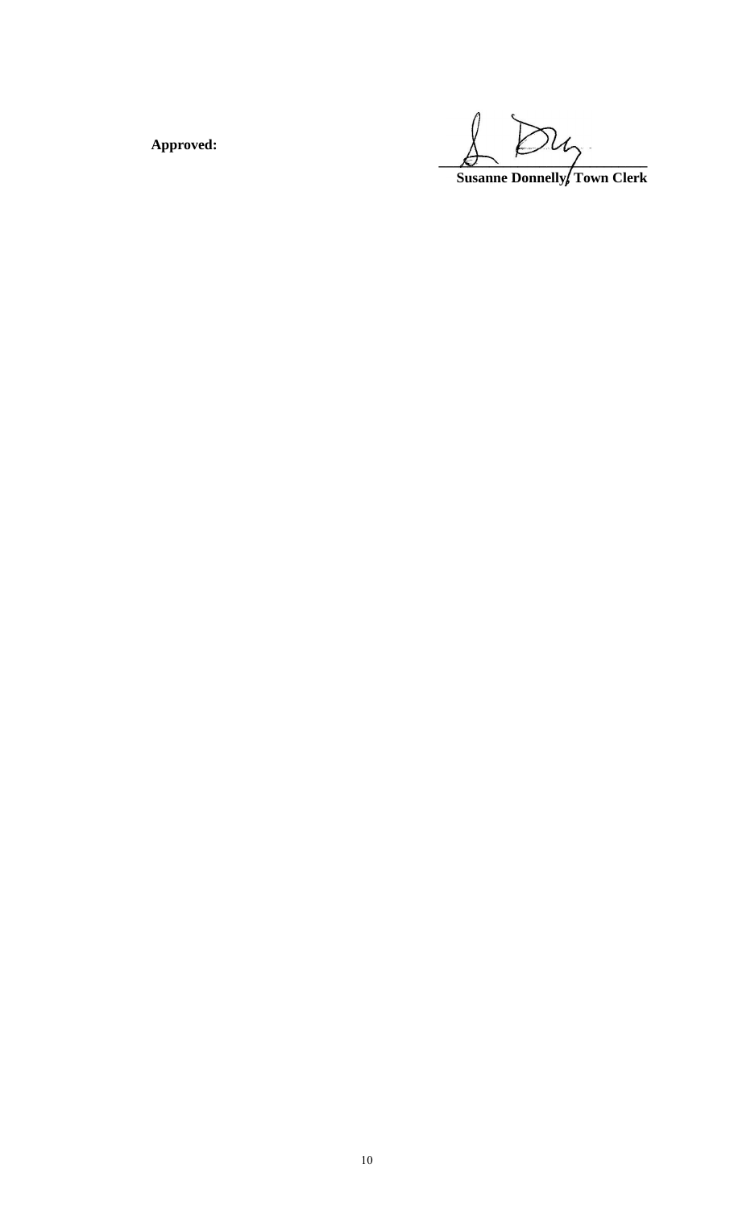**Approved:** _________________________

**Susanne Donnelly, Town Clerk**